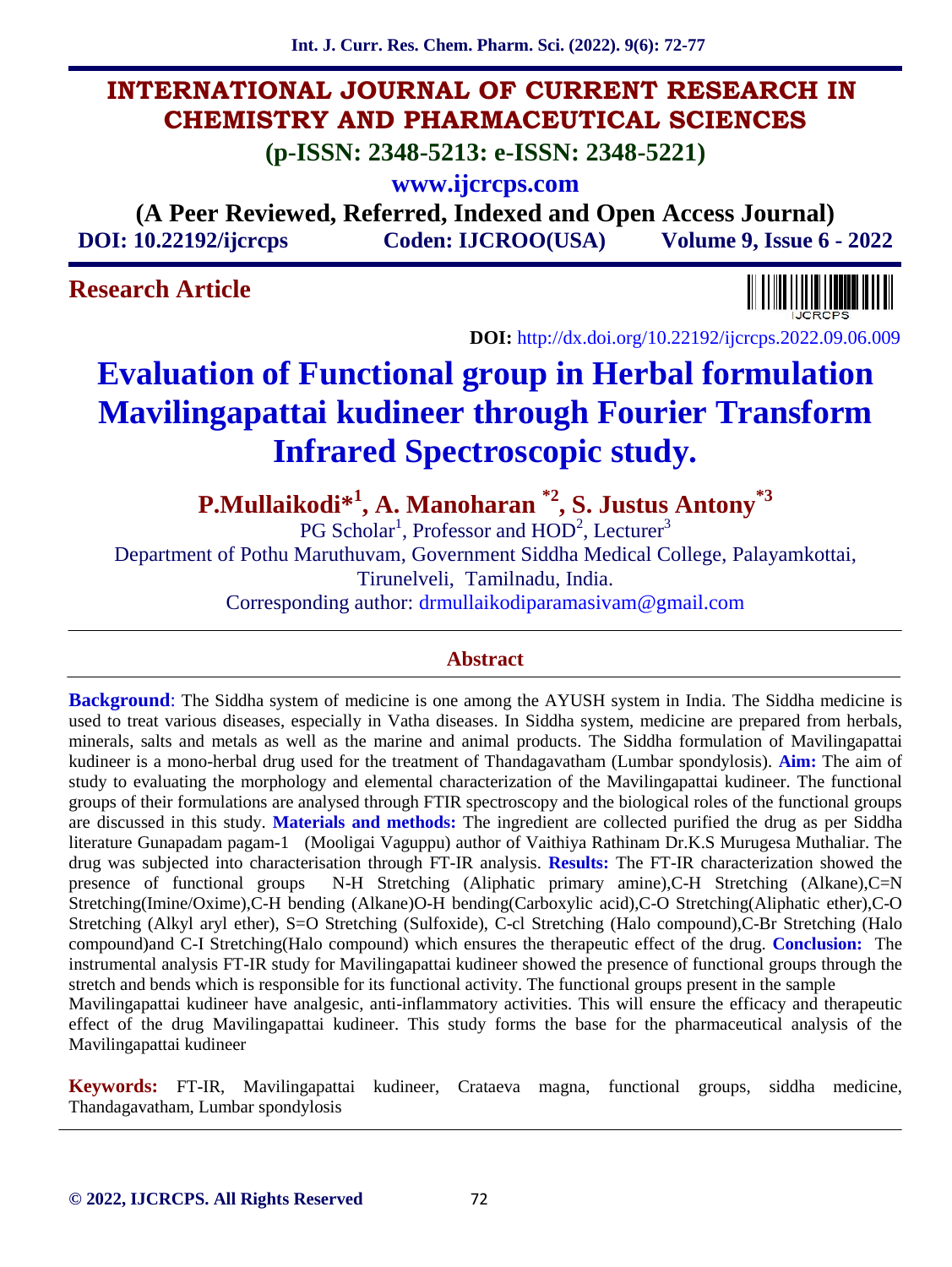# INTERNATIONAL JOURNAL OF CURRENT RESEARCH IN CHEMISTRY AND PHARMACEUTICAL SCIENCES

**(p-ISSN: 2348-5213: e-ISSN: 2348-5221)**

**www.ijcrcps.com**

**(A Peer Reviewed, Referred, Indexed and Open Access Journal)**

**DOI: 10.22192/ijcrcps** **Coden: IJCROO(USA)** **Volume 9, Issue 6 - 2022**

**Research Article**

**DOI:** http://dx.doi.org/10.22192/ijcrcps.2022.09.06.009

# Evaluation of Functional group in Herbal formulation Mavilingapattai kudineer through Fourier Transform Infrared Spectroscopic study.

**P.Mullaikodi*[1], A. Manoharan *[2], S. Justus Antony*[3]**

PG Scholar[1], Professor and HOD[2], Lecturer[3]

Department of Pothu Maruthuvam, Government Siddha Medical College, Palayamkottai, Tirunelveli, Tamilnadu, India.

Corresponding author: drmullaikodiparamasivam@gmail.com

## Abstract

**Background**: The Siddha system of medicine is one among the AYUSH system in India. The Siddha medicine is used to treat various diseases, especially in Vatha diseases. In Siddha system, medicine are prepared from herbals, minerals, salts and metals as well as the marine and animal products. The Siddha formulation of Mavilingapattai kudineer is a mono-herbal drug used for the treatment of Thandagavatham (Lumbar spondylosis). **Aim:** The aim of study to evaluating the morphology and elemental characterization of the Mavilingapattai kudineer. The functional groups of their formulations are analysed through FTIR spectroscopy and the biological roles of the functional groups are discussed in this study. **Materials and methods:** The ingredient are collected purified the drug as per Siddha literature Gunapadam pagam-1 (Mooligai Vaguppu) author of Vaithiya Rathinam Dr.K.S Murugesa Muthaliar. The drug was subjected into characterisation through FT-IR analysis. **Results:** The FT-IR characterization showed the presence of functional groups N-H Stretching (Aliphatic primary amine),C-H Stretching (Alkane),C=N Stretching(Imine/Oxime),C-H bending (Alkane)O-H bending(Carboxylic acid),C-O Stretching(Aliphatic ether),C-O Stretching (Alkyl aryl ether), S=O Stretching (Sulfoxide), C-cl Stretching (Halo compound),C-Br Stretching (Halo compound)and C-I Stretching(Halo compound) which ensures the therapeutic effect of the drug. **Conclusion:** The instrumental analysis FT-IR study for Mavilingapattai kudineer showed the presence of functional groups through the stretch and bends which is responsible for its functional activity. The functional groups present in the sample Mavilingapattai kudineer have analgesic, anti-inflammatory activities. This will ensure the efficacy and therapeutic effect of the drug Mavilingapattai kudineer. This study forms the base for the pharmaceutical analysis of the Mavilingapattai kudineer

**Keywords:** FT-IR, Mavilingapattai kudineer, Crataeva magna, functional groups, siddha medicine, Thandagavatham, Lumbar spondylosis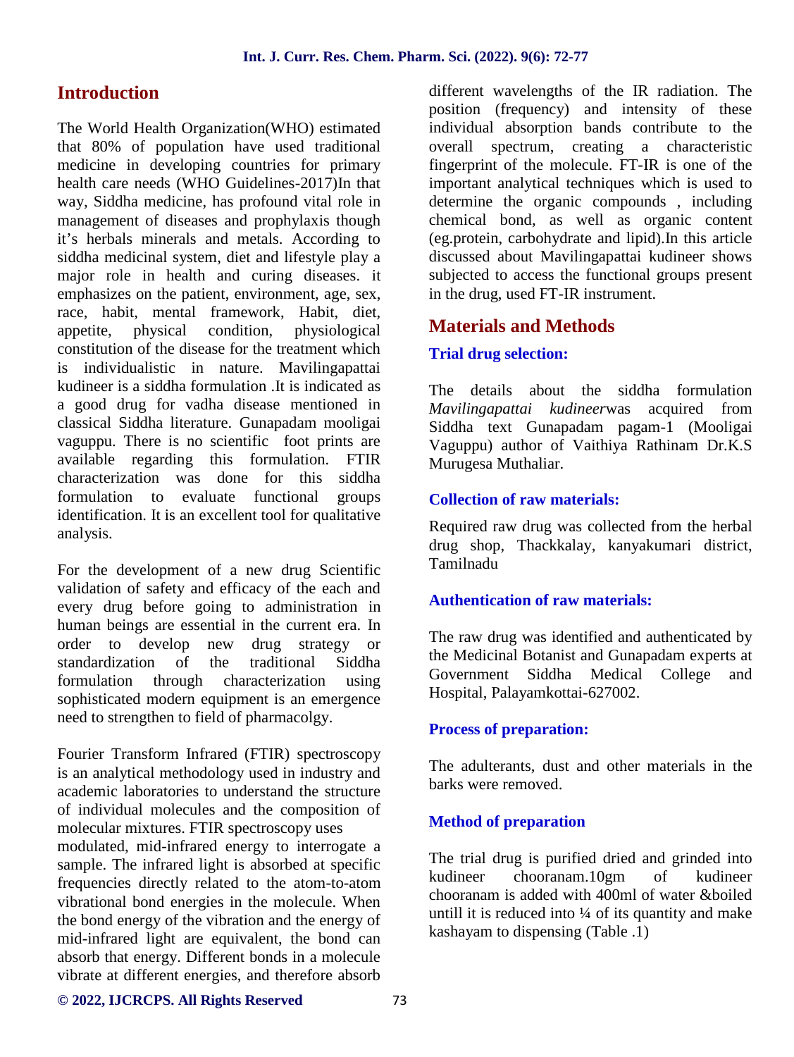## Introduction

The World Health Organization(WHO) estimated that 80% of population have used traditional medicine in developing countries for primary health care needs (WHO Guidelines-2017)In that way, Siddha medicine, has profound vital role in management of diseases and prophylaxis though it's herbals minerals and metals. According to siddha medicinal system, diet and lifestyle play a major role in health and curing diseases. it emphasizes on the patient, environment, age, sex, race, habit, mental framework, Habit, diet, appetite, physical condition, physiological constitution of the disease for the treatment which is individualistic in nature. Mavilingapattai kudineer is a siddha formulation .It is indicated as a good drug for vadha disease mentioned in classical Siddha literature. Gunapadam mooligai vaguppu. There is no scientific foot prints are available regarding this formulation. FTIR characterization was done for this siddha formulation to evaluate functional groups identification. It is an excellent tool for qualitative analysis.

For the development of a new drug Scientific validation of safety and efficacy of the each and every drug before going to administration in human beings are essential in the current era. In order to develop new drug strategy or standardization of the traditional Siddha formulation through characterization using sophisticated modern equipment is an emergence need to strengthen to field of pharmacolgy.

Fourier Transform Infrared (FTIR) spectroscopy is an analytical methodology used in industry and academic laboratories to understand the structure of individual molecules and the composition of molecular mixtures. FTIR spectroscopy uses modulated, mid-infrared energy to interrogate a sample. The infrared light is absorbed at specific frequencies directly related to the atom-to-atom vibrational bond energies in the molecule. When the bond energy of the vibration and the energy of mid-infrared light are equivalent, the bond can absorb that energy. Different bonds in a molecule vibrate at different energies, and therefore absorb different wavelengths of the IR radiation. The position (frequency) and intensity of these individual absorption bands contribute to the overall spectrum, creating a characteristic fingerprint of the molecule. FT-IR is one of the important analytical techniques which is used to determine the organic compounds , including chemical bond, as well as organic content (eg.protein, carbohydrate and lipid).In this article discussed about Mavilingapattai kudineer shows subjected to access the functional groups present in the drug, used FT-IR instrument.

## Materials and Methods

### Trial drug selection:

The details about the siddha formulation *Mavilingapattai kudineer*was acquired from Siddha text Gunapadam pagam-1 (Mooligai Vaguppu) author of Vaithiya Rathinam Dr.K.S Murugesa Muthaliar.

### Collection of raw materials:

Required raw drug was collected from the herbal drug shop, Thackkalay, kanyakumari district, Tamilnadu

### Authentication of raw materials:

The raw drug was identified and authenticated by the Medicinal Botanist and Gunapadam experts at Government Siddha Medical College and Hospital, Palayamkottai-627002.

### Process of preparation:

The adulterants, dust and other materials in the barks were removed.

### Method of preparation

The trial drug is purified dried and grinded into kudineer chooranam.10gm of kudineer chooranam is added with 400ml of water &boiled untill it is reduced into ¼ of its quantity and make kashayam to dispensing (Table .1)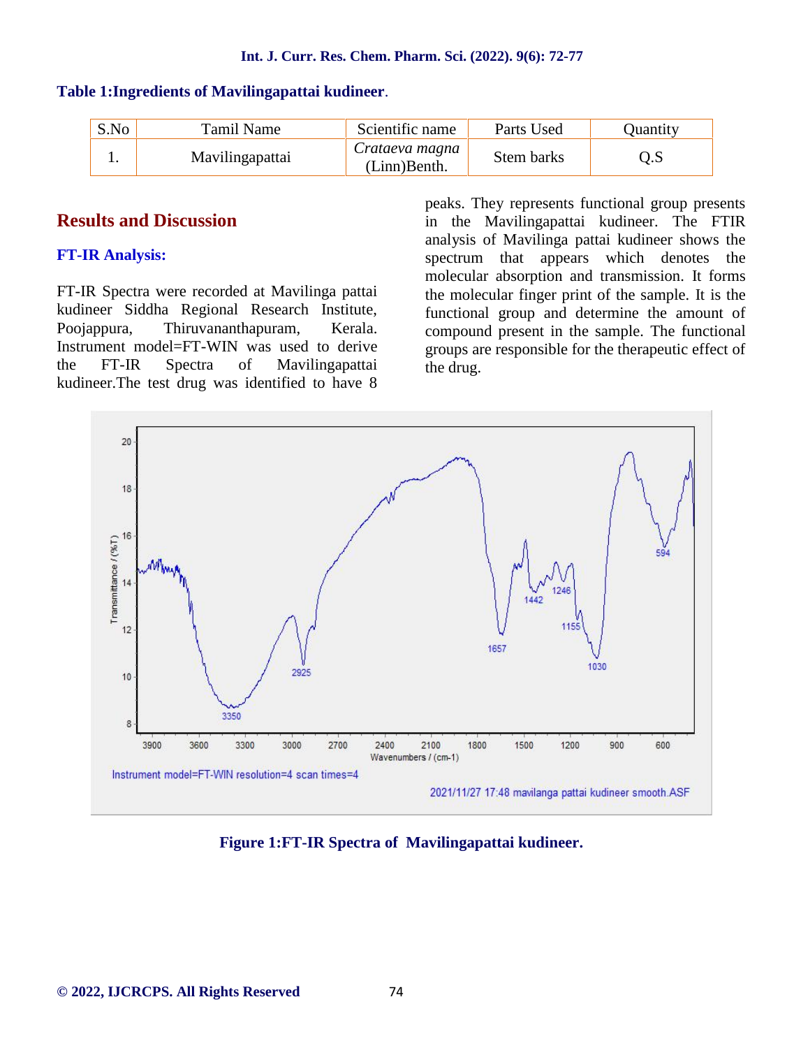**Table 1:Ingredients of Mavilingapattai kudineer**.

| S.No | Tamil Name | Scientific name | Parts Used | Quantity |
|---|---|---|---|---|
| 1. | Mavilingapattai | *Crataeva magna* (Linn)Benth. | Stem barks | Q.S |

## Results and Discussion

### FT-IR Analysis:

FT-IR Spectra were recorded at Mavilinga pattai kudineer Siddha Regional Research Institute, Poojappura, Thiruvananthapuram, Kerala. Instrument model=FT-WIN was used to derive the FT-IR Spectra of Mavilingapattai kudineer.The test drug was identified to have 8 peaks. They represents functional group presents in the Mavilingapattai kudineer. The FTIR analysis of Mavilinga pattai kudineer shows the spectrum that appears which denotes the molecular absorption and transmission. It forms the molecular finger print of the sample. It is the functional group and determine the amount of compound present in the sample. The functional groups are responsible for the therapeutic effect of the drug.

**Figure 1:FT-IR Spectra of Mavilingapattai kudineer.**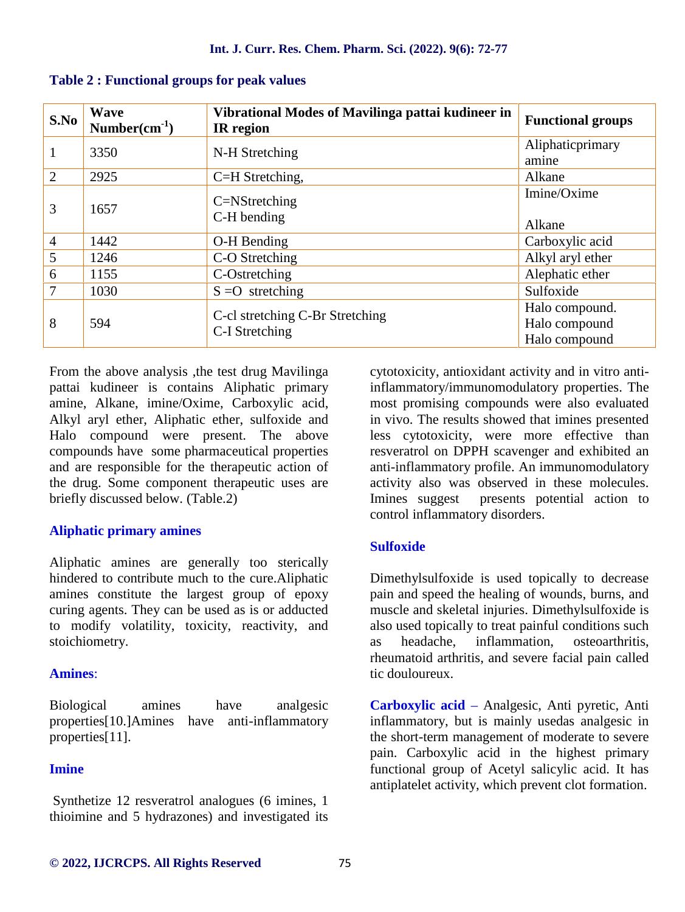**Table 2 : Functional groups for peak values**

| S.No | Wave Number($cm^{-1}$) | Vibrational Modes of Mavilinga pattai kudineer in IR region | Functional groups |
|---|---|---|---|
| 1 | 3350 | N-H Stretching | Aliphaticprimary amine |
| 2 | 2925 | C=H Stretching, | Alkane |
| 3 | 1657 | C=NStretching<br>C-H bending | Imine/Oxime<br><br>Alkane |
| 4 | 1442 | O-H Bending | Carboxylic acid |
| 5 | 1246 | C-O Stretching | Alkyl aryl ether |
| 6 | 1155 | C-Ostretching | Alephatic ether |
| 7 | 1030 | S =O stretching | Sulfoxide |
| 8 | 594 | C-cl stretching C-Br Stretching<br>C-I Stretching | Halo compound.<br>Halo compound<br>Halo compound |

From the above analysis ,the test drug Mavilinga pattai kudineer is contains Aliphatic primary amine, Alkane, imine/Oxime, Carboxylic acid, Alkyl aryl ether, Aliphatic ether, sulfoxide and Halo compound were present. The above compounds have some pharmaceutical properties and are responsible for the therapeutic action of the drug. Some component therapeutic uses are briefly discussed below. (Table.2)

### Aliphatic primary amines

Aliphatic amines are generally too sterically hindered to contribute much to the cure.Aliphatic amines constitute the largest group of epoxy curing agents. They can be used as is or adducted to modify volatility, toxicity, reactivity, and stoichiometry.

### Amines:

Biological amines have analgesic properties[10.]Amines have anti-inflammatory properties[11].

### Imine

Synthetize 12 resveratrol analogues (6 imines, 1 thioimine and 5 hydrazones) and investigated its cytotoxicity, antioxidant activity and in vitro anti-inflammatory/immunomodulatory properties. The most promising compounds were also evaluated in vivo. The results showed that imines presented less cytotoxicity, were more effective than resveratrol on DPPH scavenger and exhibited an anti-inflammatory profile. An immunomodulatory activity also was observed in these molecules. Imines suggest presents potential action to control inflammatory disorders.

### Sulfoxide

Dimethylsulfoxide is used topically to decrease pain and speed the healing of wounds, burns, and muscle and skeletal injuries. Dimethylsulfoxide is also used topically to treat painful conditions such as headache, inflammation, osteoarthritis, rheumatoid arthritis, and severe facial pain called tic douloureux.

**Carboxylic acid** – Analgesic, Anti pyretic, Anti inflammatory, but is mainly usedas analgesic in the short-term management of moderate to severe pain. Carboxylic acid in the highest primary functional group of Acetyl salicylic acid. It has antiplatelet activity, which prevent clot formation.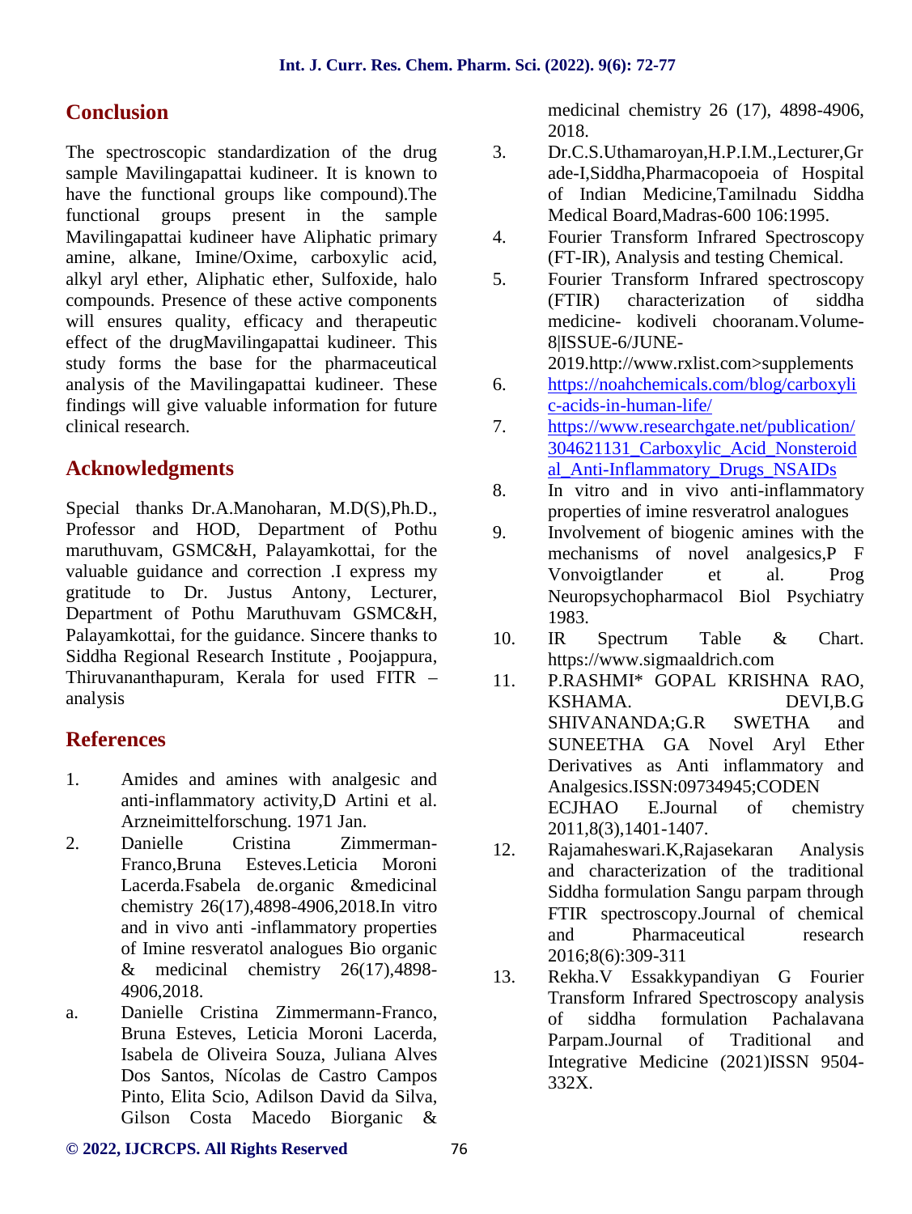## Conclusion

The spectroscopic standardization of the drug sample Mavilingapattai kudineer. It is known to have the functional groups like compound).The functional groups present in the sample Mavilingapattai kudineer have Aliphatic primary amine, alkane, Imine/Oxime, carboxylic acid, alkyl aryl ether, Aliphatic ether, Sulfoxide, halo compounds. Presence of these active components will ensures quality, efficacy and therapeutic effect of the drugMavilingapattai kudineer. This study forms the base for the pharmaceutical analysis of the Mavilingapattai kudineer. These findings will give valuable information for future clinical research.

## Acknowledgments

Special thanks Dr.A.Manoharan, M.D(S),Ph.D., Professor and HOD, Department of Pothu maruthuvam, GSMC&H, Palayamkottai, for the valuable guidance and correction .I express my gratitude to Dr. Justus Antony, Lecturer, Department of Pothu Maruthuvam GSMC&H, Palayamkottai, for the guidance. Sincere thanks to Siddha Regional Research Institute , Poojappura, Thiruvananthapuram, Kerala for used FITR – analysis

## References

1. Amides and amines with analgesic and anti-inflammatory activity,D Artini et al. Arzneimittelforschung. 1971 Jan.
2. Danielle Cristina Zimmerman-Franco,Bruna Esteves.Leticia Moroni Lacerda.Fsabela de.organic &medicinal chemistry 26(17),4898-4906,2018.In vitro and in vivo anti -inflammatory properties of Imine resveratol analogues Bio organic & medicinal chemistry 26(17),4898-4906,2018.

a. Danielle Cristina Zimmermann-Franco, Bruna Esteves, Leticia Moroni Lacerda, Isabela de Oliveira Souza, Juliana Alves Dos Santos, Nícolas de Castro Campos Pinto, Elita Scio, Adilson David da Silva, Gilson Costa Macedo Biorganic & medicinal chemistry 26 (17), 4898-4906, 2018.

3. Dr.C.S.Uthamaroyan,H.P.I.M.,Lecturer,Grade-I,Siddha,Pharmacopoeia of Hospital of Indian Medicine,Tamilnadu Siddha Medical Board,Madras-600 106:1995.
4. Fourier Transform Infrared Spectroscopy (FT-IR), Analysis and testing Chemical.
5. Fourier Transform Infrared spectroscopy (FTIR) characterization of siddha medicine- kodiveli chooranam.Volume-8|ISSUE-6/JUNE-2019.http://www.rxlist.com>supplements
6. https://noahchemicals.com/blog/carboxylic-acids-in-human-life/
7. https://www.researchgate.net/publication/304621131_Carboxylic_Acid_Nonsteroidal_Anti-Inflammatory_Drugs_NSAIDs
8. In vitro and in vivo anti-inflammatory properties of imine resveratrol analogues
9. Involvement of biogenic amines with the mechanisms of novel analgesics,P F Vonvoigtlander et al. Prog Neuropsychopharmacol Biol Psychiatry 1983.
10. IR Spectrum Table & Chart. https://www.sigmaaldrich.com
11. P.RASHMI* GOPAL KRISHNA RAO, KSHAMA. DEVI,B.G SHIVANANDA;G.R SWETHA and SUNEETHA GA Novel Aryl Ether Derivatives as Anti inflammatory and Analgesics.ISSN:09734945;CODEN ECJHAO E.Journal of chemistry 2011,8(3),1401-1407.
12. Rajamaheswari.K,Rajasekaran Analysis and characterization of the traditional Siddha formulation Sangu parpam through FTIR spectroscopy.Journal of chemical and Pharmaceutical research 2016;8(6):309-311
13. Rekha.V Essakkypandiyan G Fourier Transform Infrared Spectroscopy analysis of siddha formulation Pachalavana Parpam.Journal of Traditional and Integrative Medicine (2021)ISSN 9504-332X.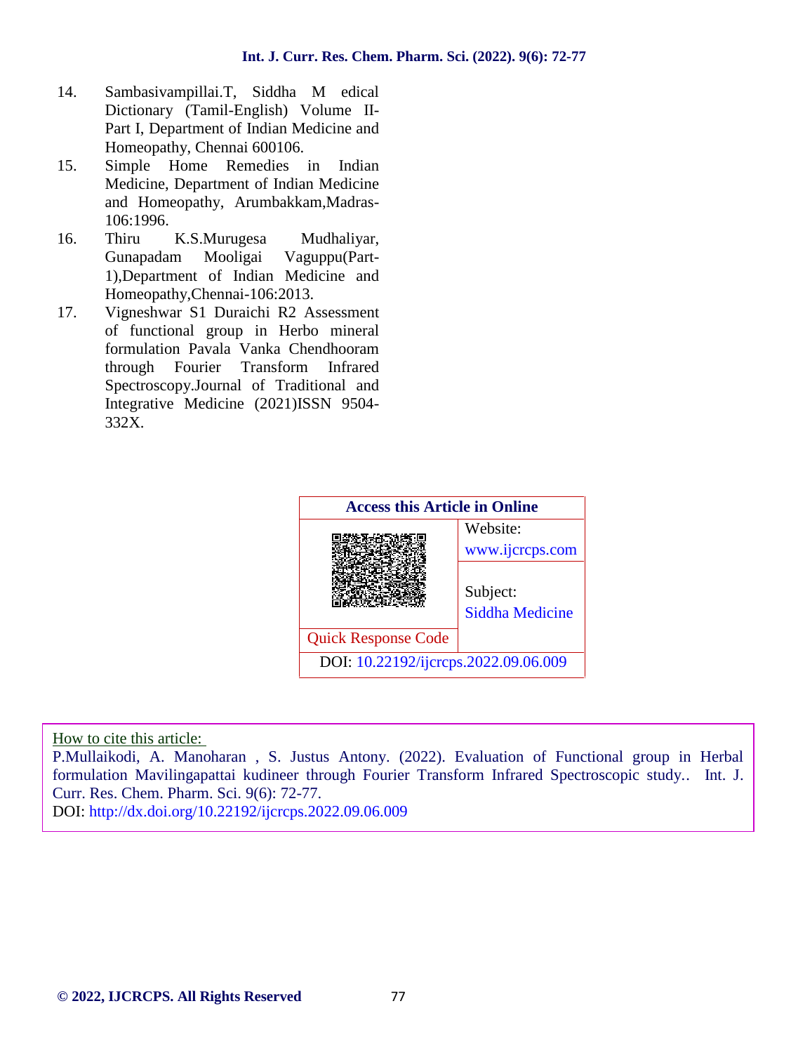14. Sambasivampillai.T, Siddha M edical Dictionary (Tamil-English) Volume II-Part I, Department of Indian Medicine and Homeopathy, Chennai 600106.
15. Simple Home Remedies in Indian Medicine, Department of Indian Medicine and Homeopathy, Arumbakkam,Madras-106:1996.
16. Thiru K.S.Murugesa Mudhaliyar, Gunapadam Mooligai Vaguppu(Part-1),Department of Indian Medicine and Homeopathy,Chennai-106:2013.
17. Vigneshwar S1 Duraichi R2 Assessment of functional group in Herbo mineral formulation Pavala Vanka Chendhooram through Fourier Transform Infrared Spectroscopy.Journal of Traditional and Integrative Medicine (2021)ISSN 9504-332X.

| Access this Article in Online | |
|---|---|
| | Website: www.ijcrcps.com |
| Quick Response Code | Subject: Siddha Medicine |
| DOI: 10.22192/ijcrcps.2022.09.06.009 | |

How to cite this article:

P.Mullaikodi, A. Manoharan , S. Justus Antony. (2022). Evaluation of Functional group in Herbal formulation Mavilingapattai kudineer through Fourier Transform Infrared Spectroscopic study.. Int. J. Curr. Res. Chem. Pharm. Sci. 9(6): 72-77.
DOI: http://dx.doi.org/10.22192/ijcrcps.2022.09.06.009